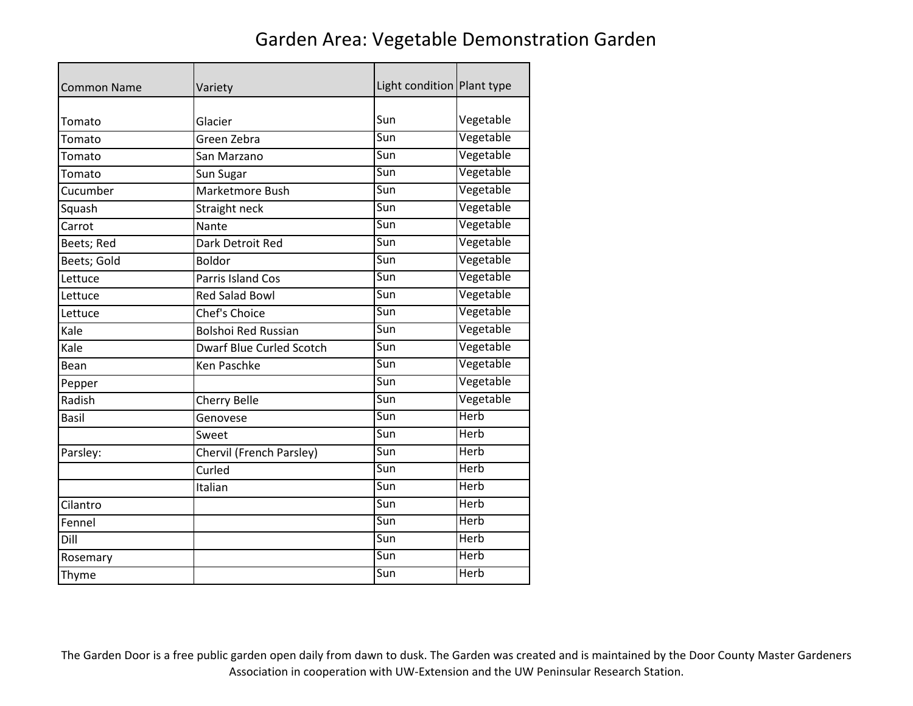# Garden Area: Vegetable Demonstration Garden

| Common Name | Variety | Light condition | Plant type |
|---|---|---|---|
| Tomato | Glacier | Sun | Vegetable |
| Tomato | Green Zebra | Sun | Vegetable |
| Tomato | San Marzano | Sun | Vegetable |
| Tomato | Sun Sugar | Sun | Vegetable |
| Cucumber | Marketmore Bush | Sun | Vegetable |
| Squash | Straight neck | Sun | Vegetable |
| Carrot | Nante | Sun | Vegetable |
| Beets; Red | Dark Detroit Red | Sun | Vegetable |
| Beets; Gold | Boldor | Sun | Vegetable |
| Lettuce | Parris Island Cos | Sun | Vegetable |
| Lettuce | Red Salad Bowl | Sun | Vegetable |
| Lettuce | Chef's Choice | Sun | Vegetable |
| Kale | Bolshoi Red Russian | Sun | Vegetable |
| Kale | Dwarf Blue Curled Scotch | Sun | Vegetable |
| Bean | Ken Paschke | Sun | Vegetable |
| Pepper | | Sun | Vegetable |
| Radish | Cherry Belle | Sun | Vegetable |
| Basil | Genovese | Sun | Herb |
| | Sweet | Sun | Herb |
| Parsley: | Chervil (French Parsley) | Sun | Herb |
| | Curled | Sun | Herb |
| | Italian | Sun | Herb |
| Cilantro | | Sun | Herb |
| Fennel | | Sun | Herb |
| Dill | | Sun | Herb |
| Rosemary | | Sun | Herb |
| Thyme | | Sun | Herb |

The Garden Door is a free public garden open daily from dawn to dusk. The Garden was created and is maintained by the Door County Master Gardeners Association in cooperation with UW-Extension and the UW Peninsular Research Station.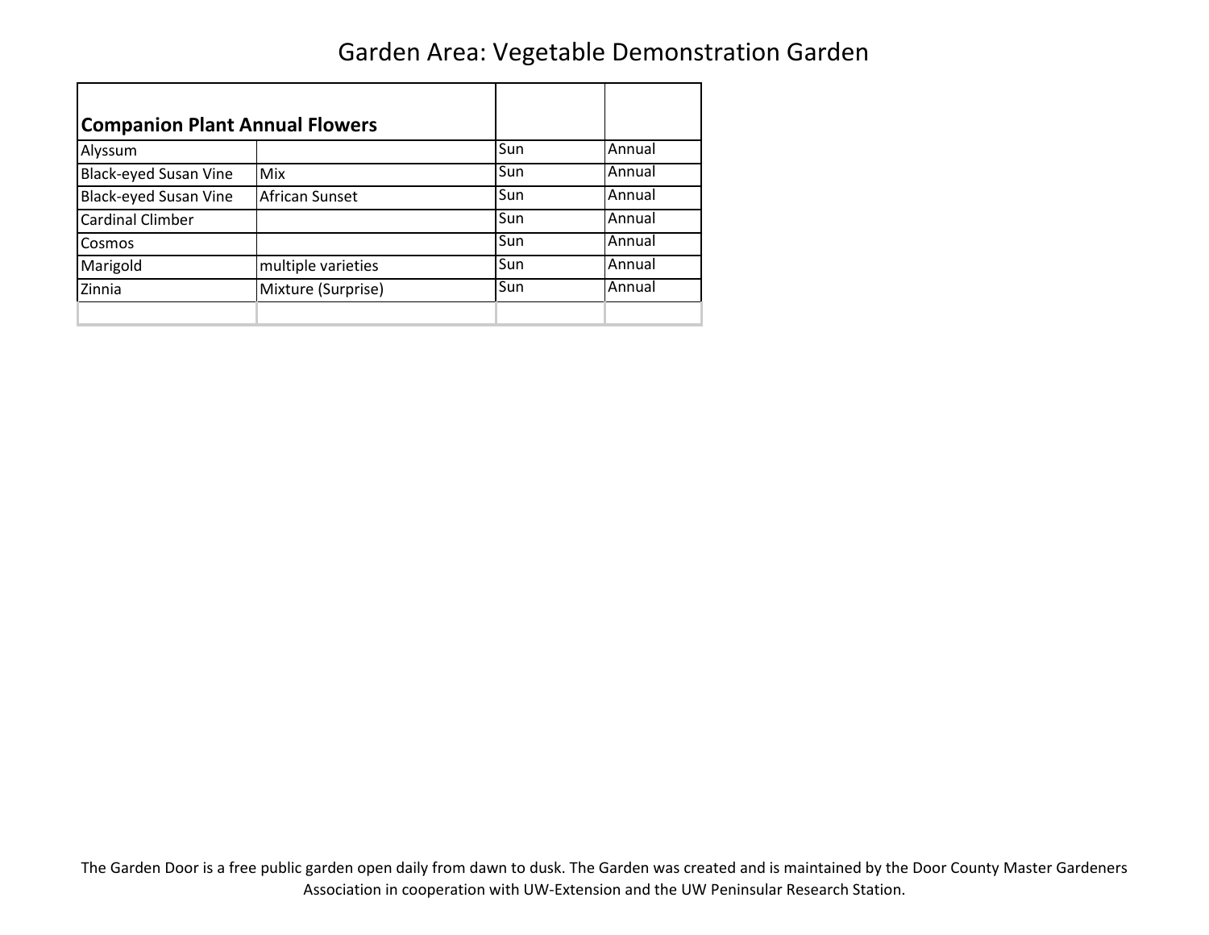# Garden Area: Vegetable Demonstration Garden

| Companion Plant Annual Flowers | | | |
|---|---|---|---|
| Alyssum | | Sun | Annual |
| Black-eyed Susan Vine | Mix | Sun | Annual |
| Black-eyed Susan Vine | African Sunset | Sun | Annual |
| Cardinal Climber | | Sun | Annual |
| Cosmos | | Sun | Annual |
| Marigold | multiple varieties | Sun | Annual |
| Zinnia | Mixture (Surprise) | Sun | Annual |
| | | | |

The Garden Door is a free public garden open daily from dawn to dusk. The Garden was created and is maintained by the Door County Master Gardeners Association in cooperation with UW-Extension and the UW Peninsular Research Station.